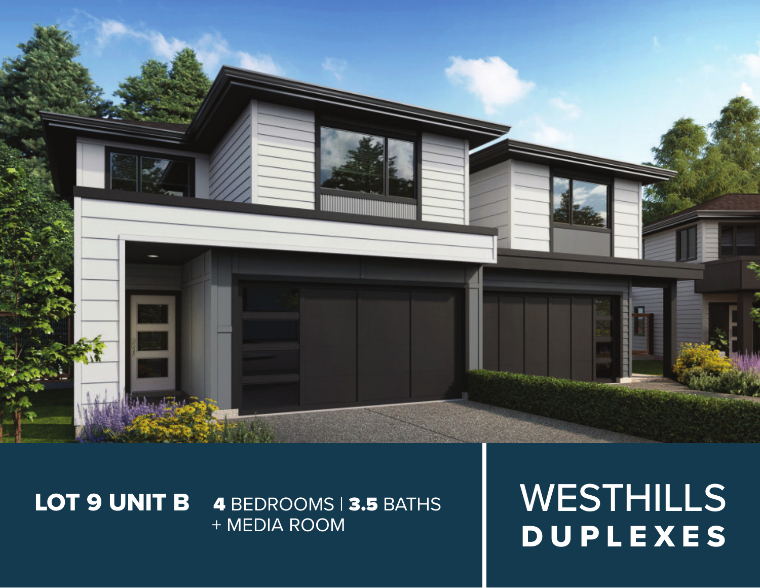**LOT 9 UNIT B** **4** BEDROOMS | **3.5** BATHS
+ MEDIA ROOM

# WESTHILLS
## DUPLEXES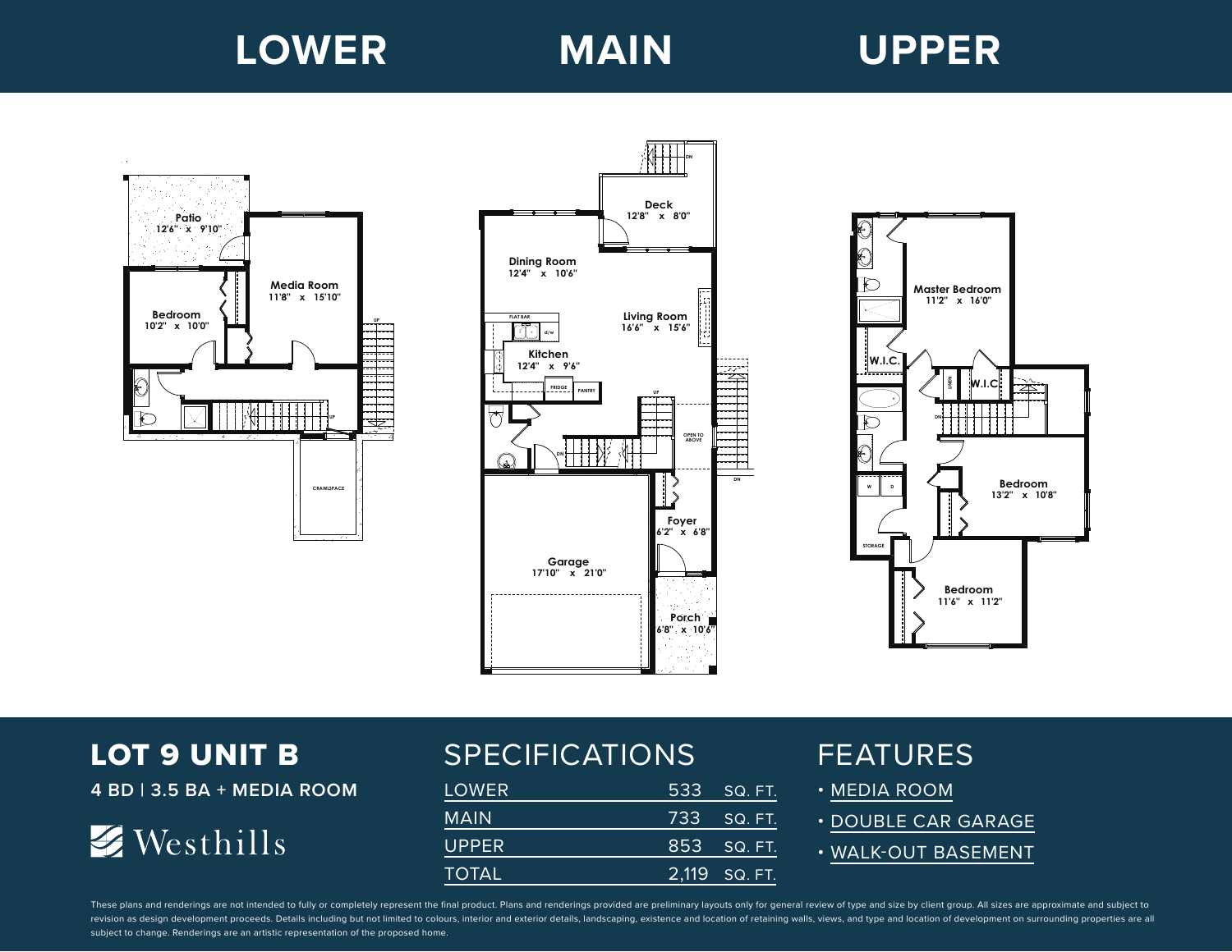# LOWER

Patio
12'6" x 9'10"

Media Room
11'8" x 15'10"

Bedroom
10'2" x 10'0"

CRAWLSPACE

# MAIN

Deck
12'8" x 8'0"

Dining Room
12'4" x 10'6"

Living Room
16'6" x 15'6"

Kitchen
12'4" x 9'6"

FLAT BAR

FRIDGE

PANTRY

OPEN TO ABOVE

Foyer
6'2" x 6'8"

Garage
17'10" x 21'0"

Porch
6'8" x 10'6"

# UPPER

Master Bedroom
11'2" x 16'0"

W.I.C.

LINEN

W.I.C.

Bedroom
13'2" x 10'8"

STORAGE

Bedroom
11'6" x 11'2"

## LOT 9 UNIT B

**4 BD | 3.5 BA + MEDIA ROOM**

Westhills

## SPECIFICATIONS

| | | |
|---|---|---|
| LOWER | 533 | SQ. FT. |
| MAIN | 733 | SQ. FT. |
| UPPER | 853 | SQ. FT. |
| TOTAL | 2,119 | SQ. FT. |

## FEATURES

- MEDIA ROOM
- DOUBLE CAR GARAGE
- WALK-OUT BASEMENT

These plans and renderings are not intended to fully or completely represent the final product. Plans and renderings provided are preliminary layouts only for general review of type and size by client group. All sizes are approximate and subject to revision as design development proceeds. Details including but not limited to colours, interior and exterior details, landscaping, existence and location of retaining walls, views, and type and location of development on surrounding properties are all subject to change. Renderings are an artistic representation of the proposed home.